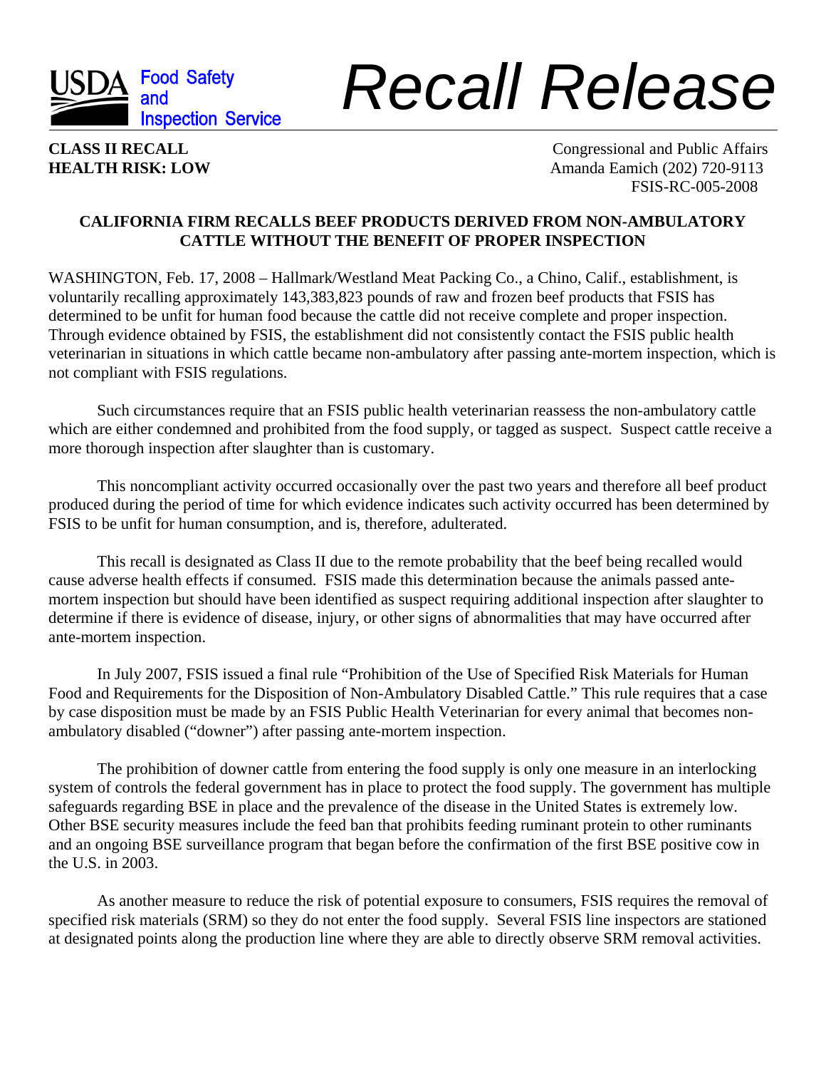USDA Food Safety and Inspection Service

# Recall Release

**CLASS II RECALL**
**HEALTH RISK: LOW**

Congressional and Public Affairs
Amanda Eamich (202) 720-9113
FSIS-RC-005-2008

## CALIFORNIA FIRM RECALLS BEEF PRODUCTS DERIVED FROM NON-AMBULATORY CATTLE WITHOUT THE BENEFIT OF PROPER INSPECTION

WASHINGTON, Feb. 17, 2008 – Hallmark/Westland Meat Packing Co., a Chino, Calif., establishment, is voluntarily recalling approximately 143,383,823 pounds of raw and frozen beef products that FSIS has determined to be unfit for human food because the cattle did not receive complete and proper inspection. Through evidence obtained by FSIS, the establishment did not consistently contact the FSIS public health veterinarian in situations in which cattle became non-ambulatory after passing ante-mortem inspection, which is not compliant with FSIS regulations.

Such circumstances require that an FSIS public health veterinarian reassess the non-ambulatory cattle which are either condemned and prohibited from the food supply, or tagged as suspect. Suspect cattle receive a more thorough inspection after slaughter than is customary.

This noncompliant activity occurred occasionally over the past two years and therefore all beef product produced during the period of time for which evidence indicates such activity occurred has been determined by FSIS to be unfit for human consumption, and is, therefore, adulterated.

This recall is designated as Class II due to the remote probability that the beef being recalled would cause adverse health effects if consumed. FSIS made this determination because the animals passed ante-mortem inspection but should have been identified as suspect requiring additional inspection after slaughter to determine if there is evidence of disease, injury, or other signs of abnormalities that may have occurred after ante-mortem inspection.

In July 2007, FSIS issued a final rule "Prohibition of the Use of Specified Risk Materials for Human Food and Requirements for the Disposition of Non-Ambulatory Disabled Cattle." This rule requires that a case by case disposition must be made by an FSIS Public Health Veterinarian for every animal that becomes non-ambulatory disabled ("downer") after passing ante-mortem inspection.

The prohibition of downer cattle from entering the food supply is only one measure in an interlocking system of controls the federal government has in place to protect the food supply. The government has multiple safeguards regarding BSE in place and the prevalence of the disease in the United States is extremely low. Other BSE security measures include the feed ban that prohibits feeding ruminant protein to other ruminants and an ongoing BSE surveillance program that began before the confirmation of the first BSE positive cow in the U.S. in 2003.

As another measure to reduce the risk of potential exposure to consumers, FSIS requires the removal of specified risk materials (SRM) so they do not enter the food supply. Several FSIS line inspectors are stationed at designated points along the production line where they are able to directly observe SRM removal activities.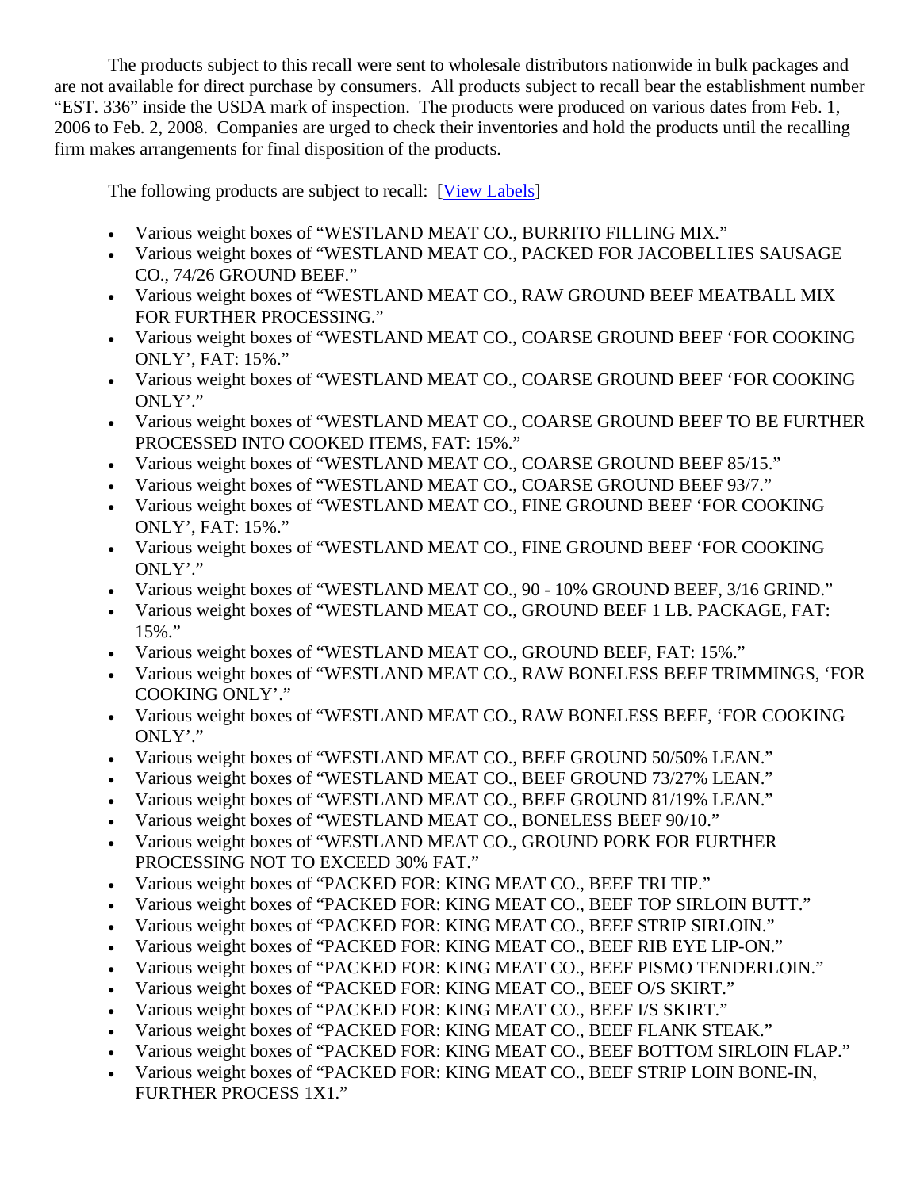The products subject to this recall were sent to wholesale distributors nationwide in bulk packages and are not available for direct purchase by consumers. All products subject to recall bear the establishment number "EST. 336" inside the USDA mark of inspection. The products were produced on various dates from Feb. 1, 2006 to Feb. 2, 2008. Companies are urged to check their inventories and hold the products until the recalling firm makes arrangements for final disposition of the products.

The following products are subject to recall: [View Labels]

- Various weight boxes of "WESTLAND MEAT CO., BURRITO FILLING MIX."
- Various weight boxes of "WESTLAND MEAT CO., PACKED FOR JACOBELLIES SAUSAGE CO., 74/26 GROUND BEEF."
- Various weight boxes of "WESTLAND MEAT CO., RAW GROUND BEEF MEATBALL MIX FOR FURTHER PROCESSING."
- Various weight boxes of "WESTLAND MEAT CO., COARSE GROUND BEEF 'FOR COOKING ONLY', FAT: 15%."
- Various weight boxes of "WESTLAND MEAT CO., COARSE GROUND BEEF 'FOR COOKING ONLY'."
- Various weight boxes of "WESTLAND MEAT CO., COARSE GROUND BEEF TO BE FURTHER PROCESSED INTO COOKED ITEMS, FAT: 15%."
- Various weight boxes of "WESTLAND MEAT CO., COARSE GROUND BEEF 85/15."
- Various weight boxes of "WESTLAND MEAT CO., COARSE GROUND BEEF 93/7."
- Various weight boxes of "WESTLAND MEAT CO., FINE GROUND BEEF 'FOR COOKING ONLY', FAT: 15%."
- Various weight boxes of "WESTLAND MEAT CO., FINE GROUND BEEF 'FOR COOKING ONLY'."
- Various weight boxes of "WESTLAND MEAT CO., 90 - 10% GROUND BEEF, 3/16 GRIND."
- Various weight boxes of "WESTLAND MEAT CO., GROUND BEEF 1 LB. PACKAGE, FAT: 15%."
- Various weight boxes of "WESTLAND MEAT CO., GROUND BEEF, FAT: 15%."
- Various weight boxes of "WESTLAND MEAT CO., RAW BONELESS BEEF TRIMMINGS, 'FOR COOKING ONLY'."
- Various weight boxes of "WESTLAND MEAT CO., RAW BONELESS BEEF, 'FOR COOKING ONLY'."
- Various weight boxes of "WESTLAND MEAT CO., BEEF GROUND 50/50% LEAN."
- Various weight boxes of "WESTLAND MEAT CO., BEEF GROUND 73/27% LEAN."
- Various weight boxes of "WESTLAND MEAT CO., BEEF GROUND 81/19% LEAN."
- Various weight boxes of "WESTLAND MEAT CO., BONELESS BEEF 90/10."
- Various weight boxes of "WESTLAND MEAT CO., GROUND PORK FOR FURTHER PROCESSING NOT TO EXCEED 30% FAT."
- Various weight boxes of "PACKED FOR: KING MEAT CO., BEEF TRI TIP."
- Various weight boxes of "PACKED FOR: KING MEAT CO., BEEF TOP SIRLOIN BUTT."
- Various weight boxes of "PACKED FOR: KING MEAT CO., BEEF STRIP SIRLOIN."
- Various weight boxes of "PACKED FOR: KING MEAT CO., BEEF RIB EYE LIP-ON."
- Various weight boxes of "PACKED FOR: KING MEAT CO., BEEF PISMO TENDERLOIN."
- Various weight boxes of "PACKED FOR: KING MEAT CO., BEEF O/S SKIRT."
- Various weight boxes of "PACKED FOR: KING MEAT CO., BEEF I/S SKIRT."
- Various weight boxes of "PACKED FOR: KING MEAT CO., BEEF FLANK STEAK."
- Various weight boxes of "PACKED FOR: KING MEAT CO., BEEF BOTTOM SIRLOIN FLAP."
- Various weight boxes of "PACKED FOR: KING MEAT CO., BEEF STRIP LOIN BONE-IN, FURTHER PROCESS 1X1."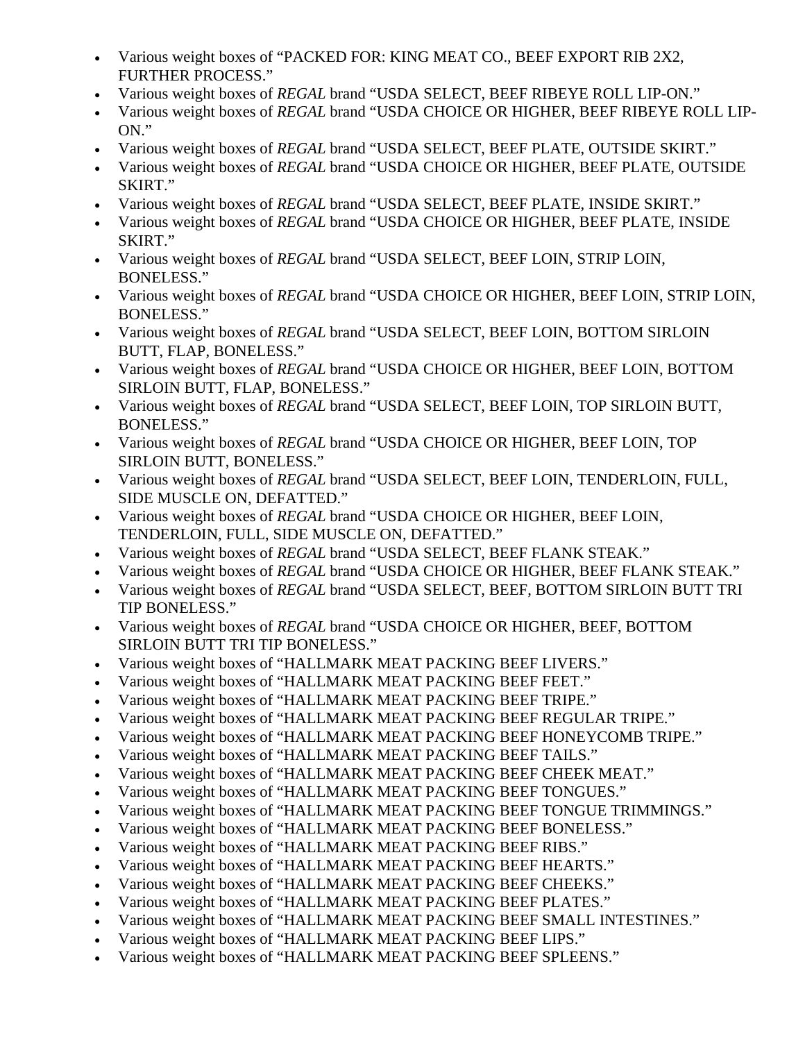- Various weight boxes of "PACKED FOR: KING MEAT CO., BEEF EXPORT RIB 2X2, FURTHER PROCESS."
- Various weight boxes of *REGAL* brand "USDA SELECT, BEEF RIBEYE ROLL LIP-ON."
- Various weight boxes of *REGAL* brand "USDA CHOICE OR HIGHER, BEEF RIBEYE ROLL LIP-ON."
- Various weight boxes of *REGAL* brand "USDA SELECT, BEEF PLATE, OUTSIDE SKIRT."
- Various weight boxes of *REGAL* brand "USDA CHOICE OR HIGHER, BEEF PLATE, OUTSIDE SKIRT."
- Various weight boxes of *REGAL* brand "USDA SELECT, BEEF PLATE, INSIDE SKIRT."
- Various weight boxes of *REGAL* brand "USDA CHOICE OR HIGHER, BEEF PLATE, INSIDE SKIRT."
- Various weight boxes of *REGAL* brand "USDA SELECT, BEEF LOIN, STRIP LOIN, BONELESS."
- Various weight boxes of *REGAL* brand "USDA CHOICE OR HIGHER, BEEF LOIN, STRIP LOIN, BONELESS."
- Various weight boxes of *REGAL* brand "USDA SELECT, BEEF LOIN, BOTTOM SIRLOIN BUTT, FLAP, BONELESS."
- Various weight boxes of *REGAL* brand "USDA CHOICE OR HIGHER, BEEF LOIN, BOTTOM SIRLOIN BUTT, FLAP, BONELESS."
- Various weight boxes of *REGAL* brand "USDA SELECT, BEEF LOIN, TOP SIRLOIN BUTT, BONELESS."
- Various weight boxes of *REGAL* brand "USDA CHOICE OR HIGHER, BEEF LOIN, TOP SIRLOIN BUTT, BONELESS."
- Various weight boxes of *REGAL* brand "USDA SELECT, BEEF LOIN, TENDERLOIN, FULL, SIDE MUSCLE ON, DEFATTED."
- Various weight boxes of *REGAL* brand "USDA CHOICE OR HIGHER, BEEF LOIN, TENDERLOIN, FULL, SIDE MUSCLE ON, DEFATTED."
- Various weight boxes of *REGAL* brand "USDA SELECT, BEEF FLANK STEAK."
- Various weight boxes of *REGAL* brand "USDA CHOICE OR HIGHER, BEEF FLANK STEAK."
- Various weight boxes of *REGAL* brand "USDA SELECT, BEEF, BOTTOM SIRLOIN BUTT TRI TIP BONELESS."
- Various weight boxes of *REGAL* brand "USDA CHOICE OR HIGHER, BEEF, BOTTOM SIRLOIN BUTT TRI TIP BONELESS."
- Various weight boxes of "HALLMARK MEAT PACKING BEEF LIVERS."
- Various weight boxes of "HALLMARK MEAT PACKING BEEF FEET."
- Various weight boxes of "HALLMARK MEAT PACKING BEEF TRIPE."
- Various weight boxes of "HALLMARK MEAT PACKING BEEF REGULAR TRIPE."
- Various weight boxes of "HALLMARK MEAT PACKING BEEF HONEYCOMB TRIPE."
- Various weight boxes of "HALLMARK MEAT PACKING BEEF TAILS."
- Various weight boxes of "HALLMARK MEAT PACKING BEEF CHEEK MEAT."
- Various weight boxes of "HALLMARK MEAT PACKING BEEF TONGUES."
- Various weight boxes of "HALLMARK MEAT PACKING BEEF TONGUE TRIMMINGS."
- Various weight boxes of "HALLMARK MEAT PACKING BEEF BONELESS."
- Various weight boxes of "HALLMARK MEAT PACKING BEEF RIBS."
- Various weight boxes of "HALLMARK MEAT PACKING BEEF HEARTS."
- Various weight boxes of "HALLMARK MEAT PACKING BEEF CHEEKS."
- Various weight boxes of "HALLMARK MEAT PACKING BEEF PLATES."
- Various weight boxes of "HALLMARK MEAT PACKING BEEF SMALL INTESTINES."
- Various weight boxes of "HALLMARK MEAT PACKING BEEF LIPS."
- Various weight boxes of "HALLMARK MEAT PACKING BEEF SPLEENS."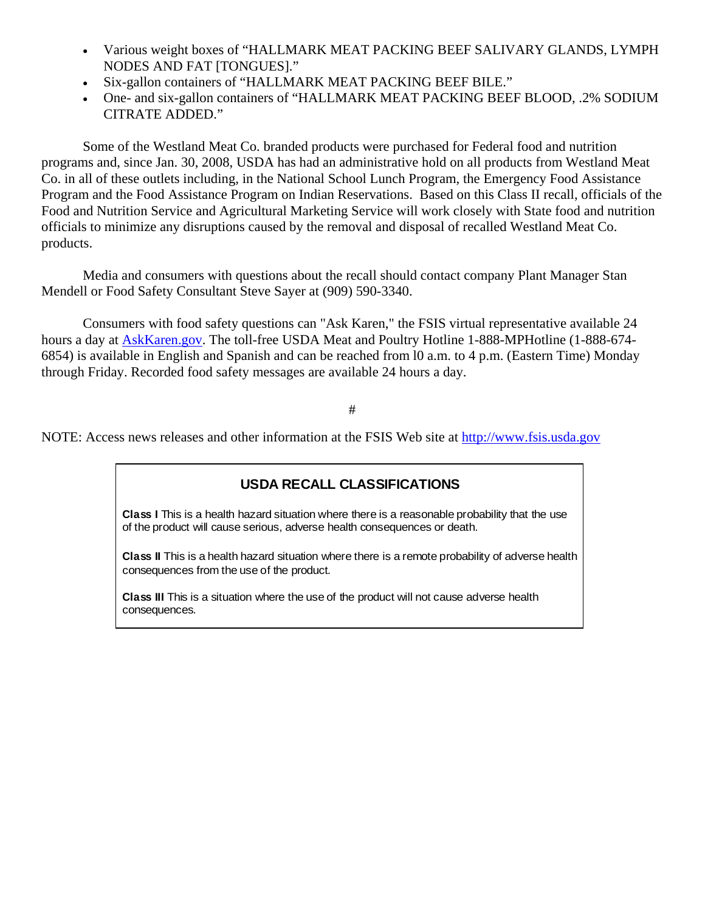- Various weight boxes of "HALLMARK MEAT PACKING BEEF SALIVARY GLANDS, LYMPH NODES AND FAT [TONGUES]."
- Six-gallon containers of "HALLMARK MEAT PACKING BEEF BILE."
- One- and six-gallon containers of "HALLMARK MEAT PACKING BEEF BLOOD, .2% SODIUM CITRATE ADDED."

Some of the Westland Meat Co. branded products were purchased for Federal food and nutrition programs and, since Jan. 30, 2008, USDA has had an administrative hold on all products from Westland Meat Co. in all of these outlets including, in the National School Lunch Program, the Emergency Food Assistance Program and the Food Assistance Program on Indian Reservations. Based on this Class II recall, officials of the Food and Nutrition Service and Agricultural Marketing Service will work closely with State food and nutrition officials to minimize any disruptions caused by the removal and disposal of recalled Westland Meat Co. products.

Media and consumers with questions about the recall should contact company Plant Manager Stan Mendell or Food Safety Consultant Steve Sayer at (909) 590-3340.

Consumers with food safety questions can "Ask Karen," the FSIS virtual representative available 24 hours a day at [AskKaren.gov](AskKaren.gov). The toll-free USDA Meat and Poultry Hotline 1-888-MPHotline (1-888-674-6854) is available in English and Spanish and can be reached from l0 a.m. to 4 p.m. (Eastern Time) Monday through Friday. Recorded food safety messages are available 24 hours a day.

#

NOTE: Access news releases and other information at the FSIS Web site at [http://www.fsis.usda.gov](http://www.fsis.usda.gov)

## USDA RECALL CLASSIFICATIONS

**Class I** This is a health hazard situation where there is a reasonable probability that the use of the product will cause serious, adverse health consequences or death.

**Class II** This is a health hazard situation where there is a remote probability of adverse health consequences from the use of the product.

**Class III** This is a situation where the use of the product will not cause adverse health consequences.